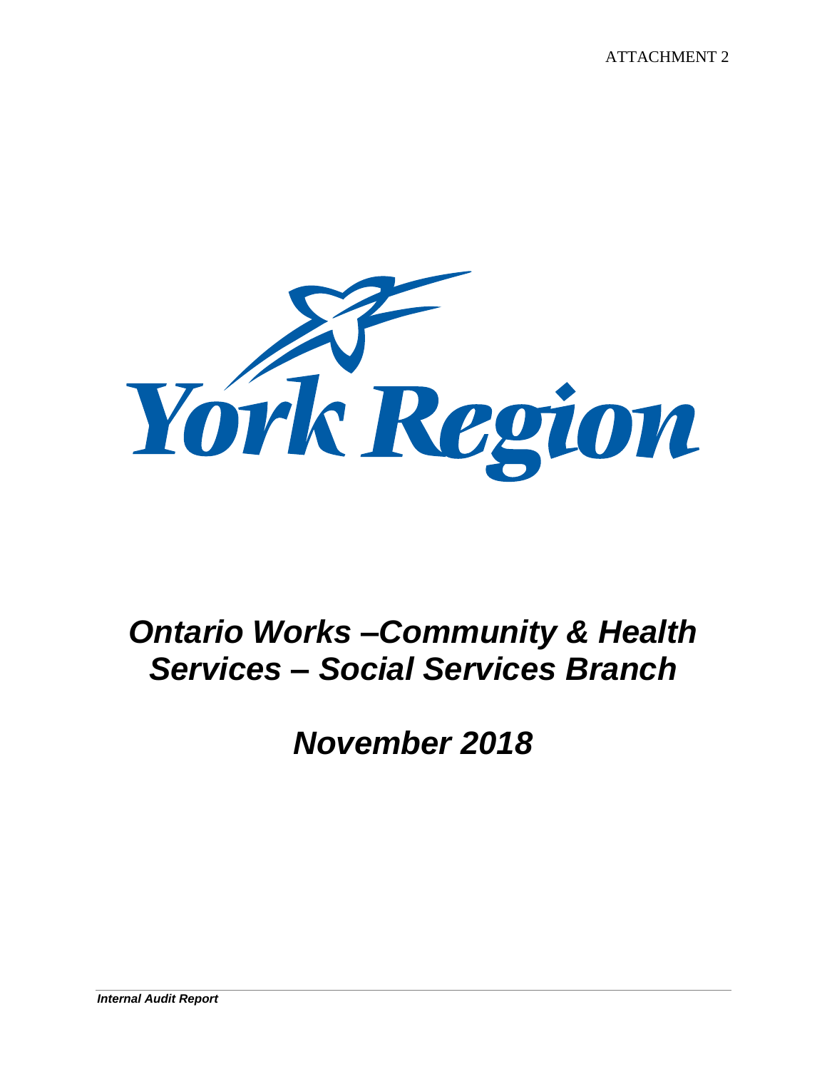ATTACHMENT 2

York Region

# *Ontario Works –Community & Health Services – Social Services Branch*

## *November 2018*

***Internal Audit Report***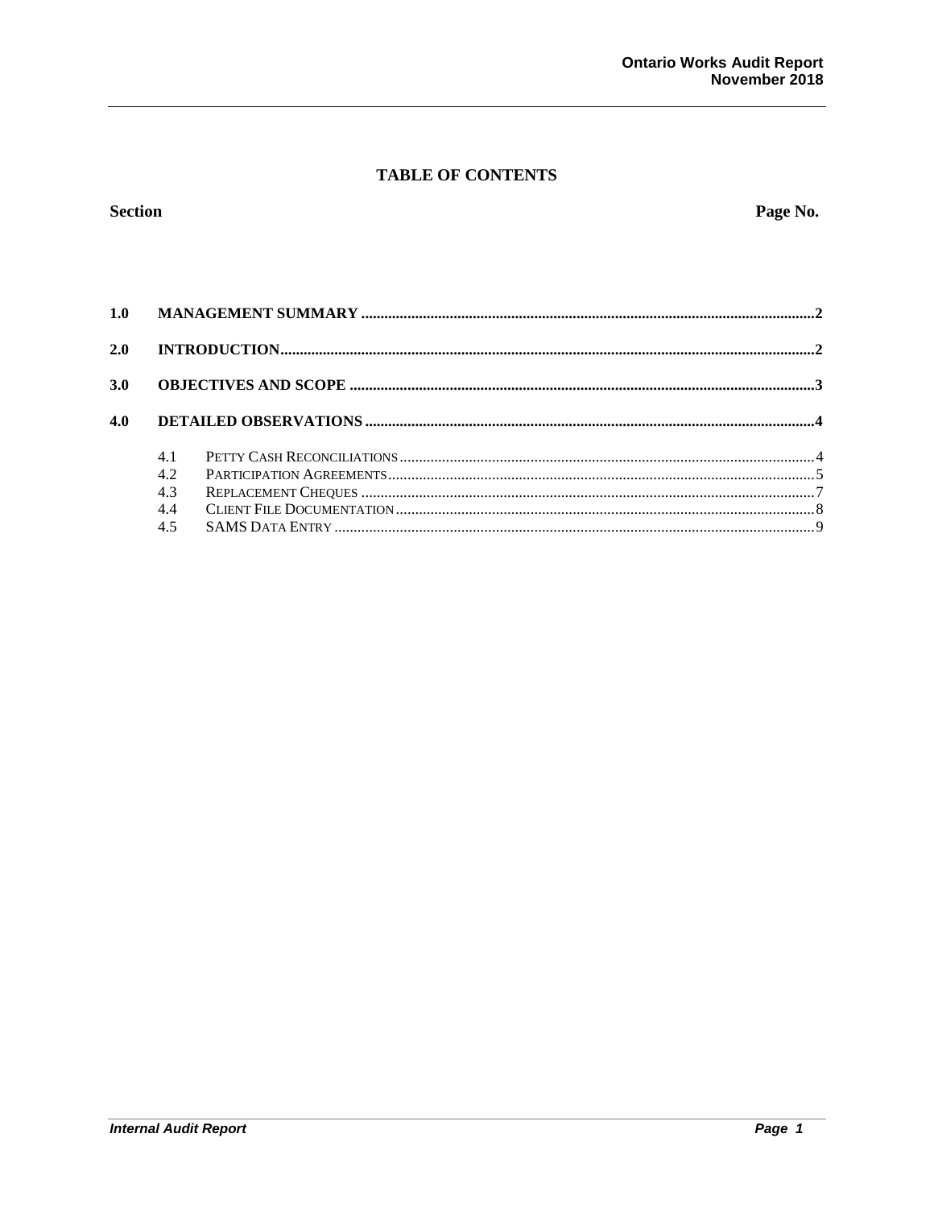# TABLE OF CONTENTS

| Section | | | Page No. |
|---|---|---|---|
| 1.0 | MANAGEMENT SUMMARY | | 2 |
| 2.0 | INTRODUCTION | | 2 |
| 3.0 | OBJECTIVES AND SCOPE | | 3 |
| 4.0 | DETAILED OBSERVATIONS | | 4 |
| | 4.1 | Petty Cash Reconciliations | 4 |
| | 4.2 | Participation Agreements | 5 |
| | 4.3 | Replacement Cheques | 7 |
| | 4.4 | Client File Documentation | 8 |
| | 4.5 | SAMS Data Entry | 9 |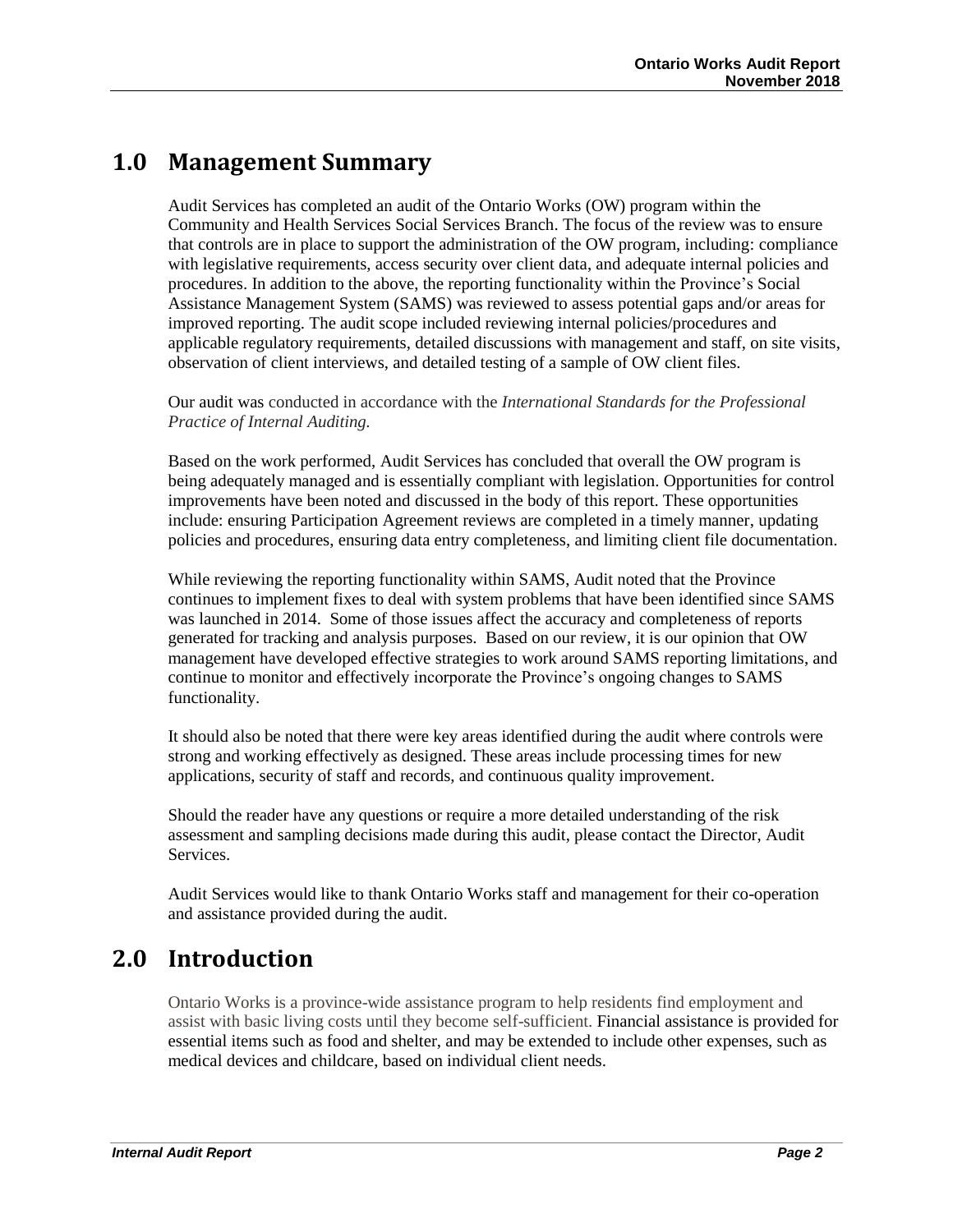## 1.0 Management Summary

Audit Services has completed an audit of the Ontario Works (OW) program within the Community and Health Services Social Services Branch. The focus of the review was to ensure that controls are in place to support the administration of the OW program, including: compliance with legislative requirements, access security over client data, and adequate internal policies and procedures. In addition to the above, the reporting functionality within the Province's Social Assistance Management System (SAMS) was reviewed to assess potential gaps and/or areas for improved reporting. The audit scope included reviewing internal policies/procedures and applicable regulatory requirements, detailed discussions with management and staff, on site visits, observation of client interviews, and detailed testing of a sample of OW client files.

Our audit was conducted in accordance with the *International Standards for the Professional Practice of Internal Auditing.*

Based on the work performed, Audit Services has concluded that overall the OW program is being adequately managed and is essentially compliant with legislation. Opportunities for control improvements have been noted and discussed in the body of this report. These opportunities include: ensuring Participation Agreement reviews are completed in a timely manner, updating policies and procedures, ensuring data entry completeness, and limiting client file documentation.

While reviewing the reporting functionality within SAMS, Audit noted that the Province continues to implement fixes to deal with system problems that have been identified since SAMS was launched in 2014. Some of those issues affect the accuracy and completeness of reports generated for tracking and analysis purposes. Based on our review, it is our opinion that OW management have developed effective strategies to work around SAMS reporting limitations, and continue to monitor and effectively incorporate the Province's ongoing changes to SAMS functionality.

It should also be noted that there were key areas identified during the audit where controls were strong and working effectively as designed. These areas include processing times for new applications, security of staff and records, and continuous quality improvement.

Should the reader have any questions or require a more detailed understanding of the risk assessment and sampling decisions made during this audit, please contact the Director, Audit Services.

Audit Services would like to thank Ontario Works staff and management for their co-operation and assistance provided during the audit.

## 2.0 Introduction

Ontario Works is a province-wide assistance program to help residents find employment and assist with basic living costs until they become self-sufficient. Financial assistance is provided for essential items such as food and shelter, and may be extended to include other expenses, such as medical devices and childcare, based on individual client needs.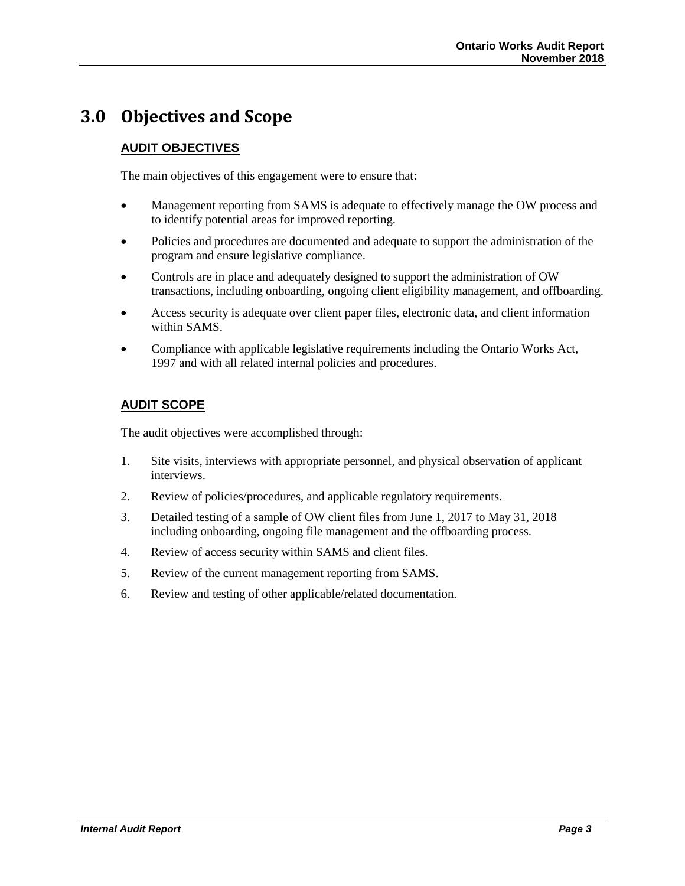# 3.0 Objectives and Scope

## AUDIT OBJECTIVES

The main objectives of this engagement were to ensure that:

- Management reporting from SAMS is adequate to effectively manage the OW process and to identify potential areas for improved reporting.
- Policies and procedures are documented and adequate to support the administration of the program and ensure legislative compliance.
- Controls are in place and adequately designed to support the administration of OW transactions, including onboarding, ongoing client eligibility management, and offboarding.
- Access security is adequate over client paper files, electronic data, and client information within SAMS.
- Compliance with applicable legislative requirements including the Ontario Works Act, 1997 and with all related internal policies and procedures.

## AUDIT SCOPE

The audit objectives were accomplished through:

1. Site visits, interviews with appropriate personnel, and physical observation of applicant interviews.
2. Review of policies/procedures, and applicable regulatory requirements.
3. Detailed testing of a sample of OW client files from June 1, 2017 to May 31, 2018 including onboarding, ongoing file management and the offboarding process.
4. Review of access security within SAMS and client files.
5. Review of the current management reporting from SAMS.
6. Review and testing of other applicable/related documentation.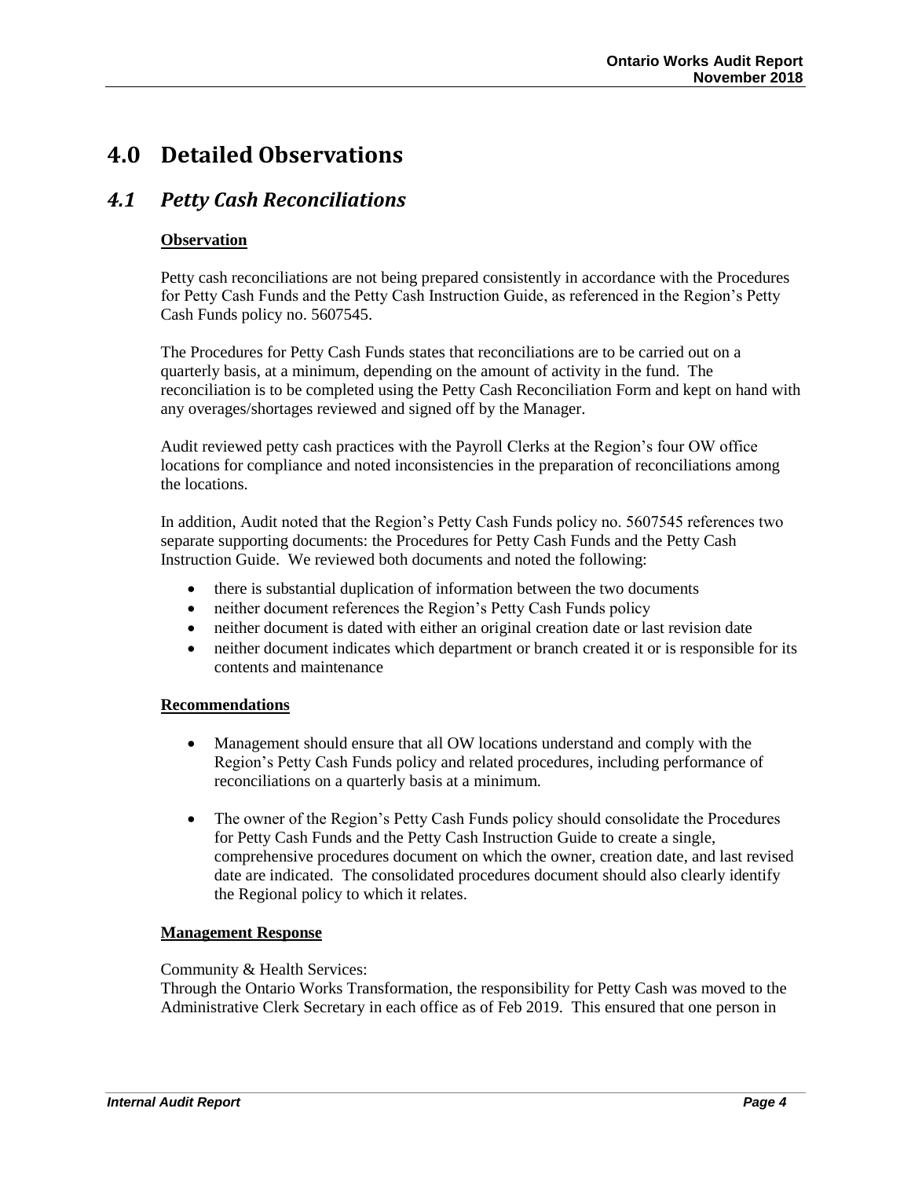# 4.0 Detailed Observations

## *4.1 Petty Cash Reconciliations*

**Observation**

Petty cash reconciliations are not being prepared consistently in accordance with the Procedures for Petty Cash Funds and the Petty Cash Instruction Guide, as referenced in the Region's Petty Cash Funds policy no. 5607545.

The Procedures for Petty Cash Funds states that reconciliations are to be carried out on a quarterly basis, at a minimum, depending on the amount of activity in the fund. The reconciliation is to be completed using the Petty Cash Reconciliation Form and kept on hand with any overages/shortages reviewed and signed off by the Manager.

Audit reviewed petty cash practices with the Payroll Clerks at the Region's four OW office locations for compliance and noted inconsistencies in the preparation of reconciliations among the locations.

In addition, Audit noted that the Region's Petty Cash Funds policy no. 5607545 references two separate supporting documents: the Procedures for Petty Cash Funds and the Petty Cash Instruction Guide. We reviewed both documents and noted the following:

- there is substantial duplication of information between the two documents
- neither document references the Region's Petty Cash Funds policy
- neither document is dated with either an original creation date or last revision date
- neither document indicates which department or branch created it or is responsible for its contents and maintenance

**Recommendations**

- Management should ensure that all OW locations understand and comply with the Region's Petty Cash Funds policy and related procedures, including performance of reconciliations on a quarterly basis at a minimum.
- The owner of the Region's Petty Cash Funds policy should consolidate the Procedures for Petty Cash Funds and the Petty Cash Instruction Guide to create a single, comprehensive procedures document on which the owner, creation date, and last revised date are indicated. The consolidated procedures document should also clearly identify the Regional policy to which it relates.

**Management Response**

Community & Health Services:
Through the Ontario Works Transformation, the responsibility for Petty Cash was moved to the Administrative Clerk Secretary in each office as of Feb 2019. This ensured that one person in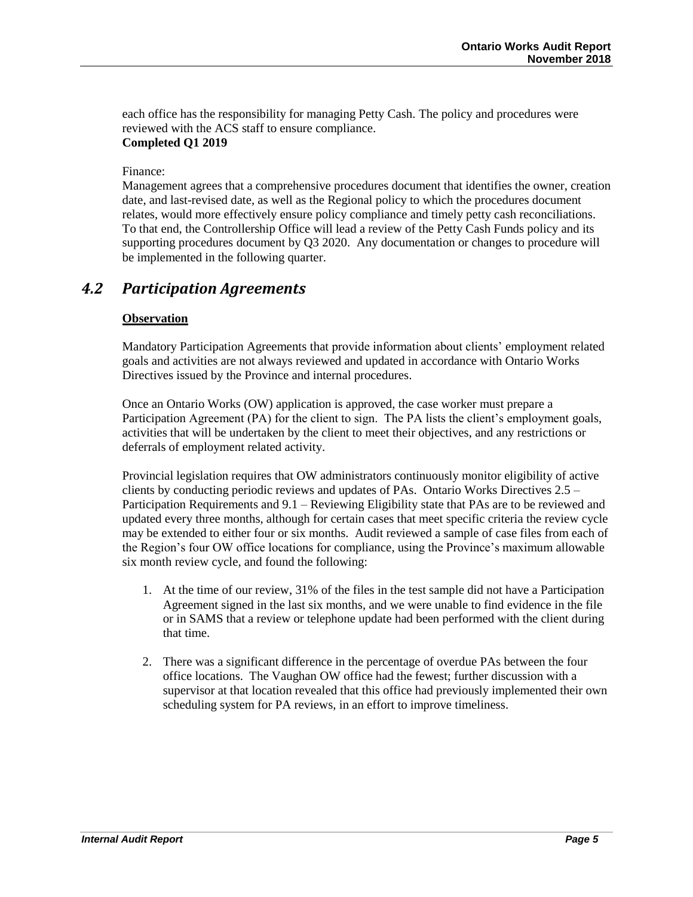each office has the responsibility for managing Petty Cash. The policy and procedures were reviewed with the ACS staff to ensure compliance.
**Completed Q1 2019**

Finance:
Management agrees that a comprehensive procedures document that identifies the owner, creation date, and last-revised date, as well as the Regional policy to which the procedures document relates, would more effectively ensure policy compliance and timely petty cash reconciliations. To that end, the Controllership Office will lead a review of the Petty Cash Funds policy and its supporting procedures document by Q3 2020. Any documentation or changes to procedure will be implemented in the following quarter.

## *4.2 Participation Agreements*

**Observation**

Mandatory Participation Agreements that provide information about clients' employment related goals and activities are not always reviewed and updated in accordance with Ontario Works Directives issued by the Province and internal procedures.

Once an Ontario Works (OW) application is approved, the case worker must prepare a Participation Agreement (PA) for the client to sign. The PA lists the client's employment goals, activities that will be undertaken by the client to meet their objectives, and any restrictions or deferrals of employment related activity.

Provincial legislation requires that OW administrators continuously monitor eligibility of active clients by conducting periodic reviews and updates of PAs. Ontario Works Directives 2.5 – Participation Requirements and 9.1 – Reviewing Eligibility state that PAs are to be reviewed and updated every three months, although for certain cases that meet specific criteria the review cycle may be extended to either four or six months. Audit reviewed a sample of case files from each of the Region's four OW office locations for compliance, using the Province's maximum allowable six month review cycle, and found the following:

1. At the time of our review, 31% of the files in the test sample did not have a Participation Agreement signed in the last six months, and we were unable to find evidence in the file or in SAMS that a review or telephone update had been performed with the client during that time.

2. There was a significant difference in the percentage of overdue PAs between the four office locations. The Vaughan OW office had the fewest; further discussion with a supervisor at that location revealed that this office had previously implemented their own scheduling system for PA reviews, in an effort to improve timeliness.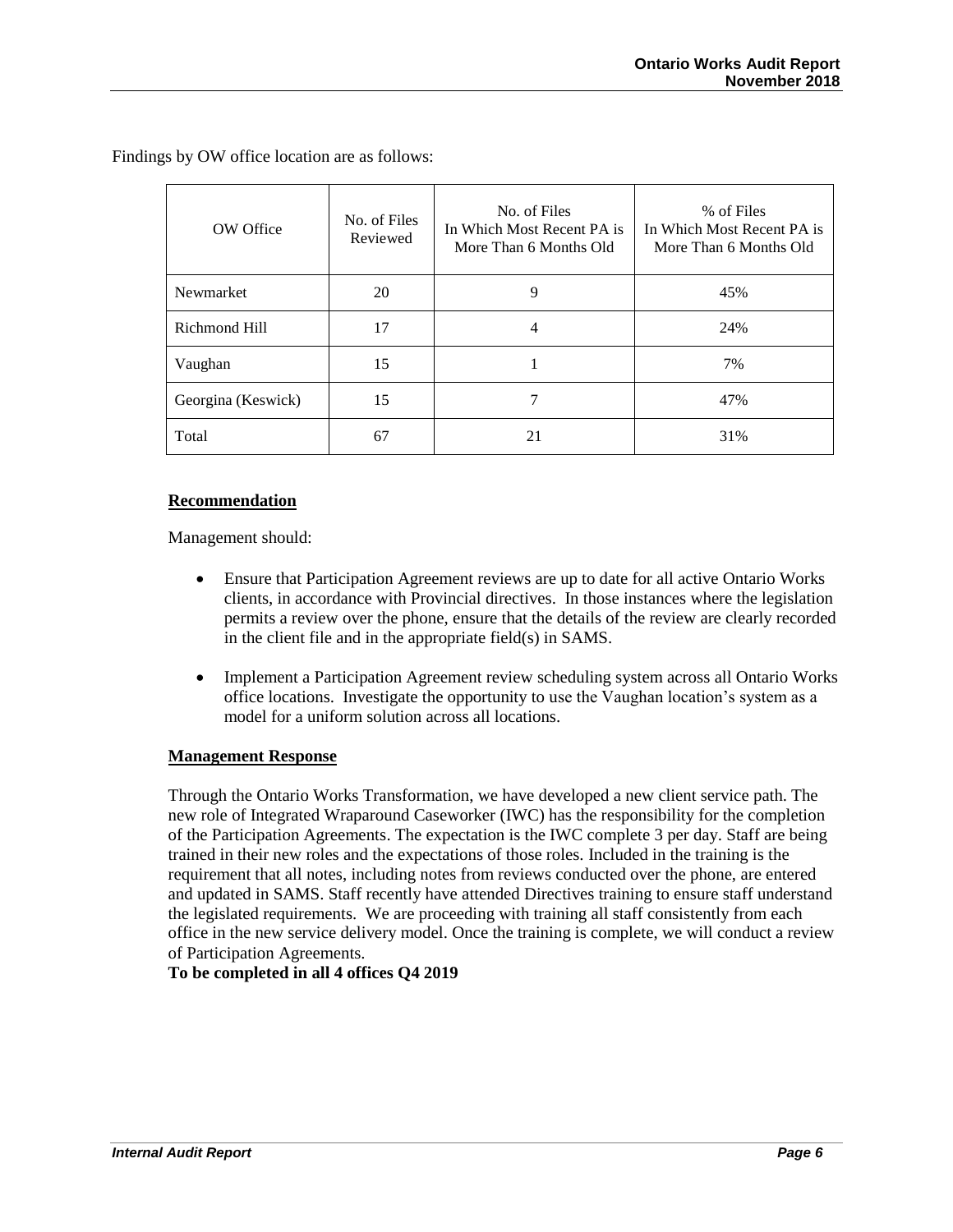Findings by OW office location are as follows:

| OW Office | No. of Files Reviewed | No. of Files In Which Most Recent PA is More Than 6 Months Old | % of Files In Which Most Recent PA is More Than 6 Months Old |
|---|---|---|---|
| Newmarket | 20 | 9 | 45% |
| Richmond Hill | 17 | 4 | 24% |
| Vaughan | 15 | 1 | 7% |
| Georgina (Keswick) | 15 | 7 | 47% |
| Total | 67 | 21 | 31% |

**Recommendation**

Management should:

- Ensure that Participation Agreement reviews are up to date for all active Ontario Works clients, in accordance with Provincial directives. In those instances where the legislation permits a review over the phone, ensure that the details of the review are clearly recorded in the client file and in the appropriate field(s) in SAMS.
- Implement a Participation Agreement review scheduling system across all Ontario Works office locations. Investigate the opportunity to use the Vaughan location's system as a model for a uniform solution across all locations.

**Management Response**

Through the Ontario Works Transformation, we have developed a new client service path. The new role of Integrated Wraparound Caseworker (IWC) has the responsibility for the completion of the Participation Agreements. The expectation is the IWC complete 3 per day. Staff are being trained in their new roles and the expectations of those roles. Included in the training is the requirement that all notes, including notes from reviews conducted over the phone, are entered and updated in SAMS. Staff recently have attended Directives training to ensure staff understand the legislated requirements. We are proceeding with training all staff consistently from each office in the new service delivery model. Once the training is complete, we will conduct a review of Participation Agreements.

**To be completed in all 4 offices Q4 2019**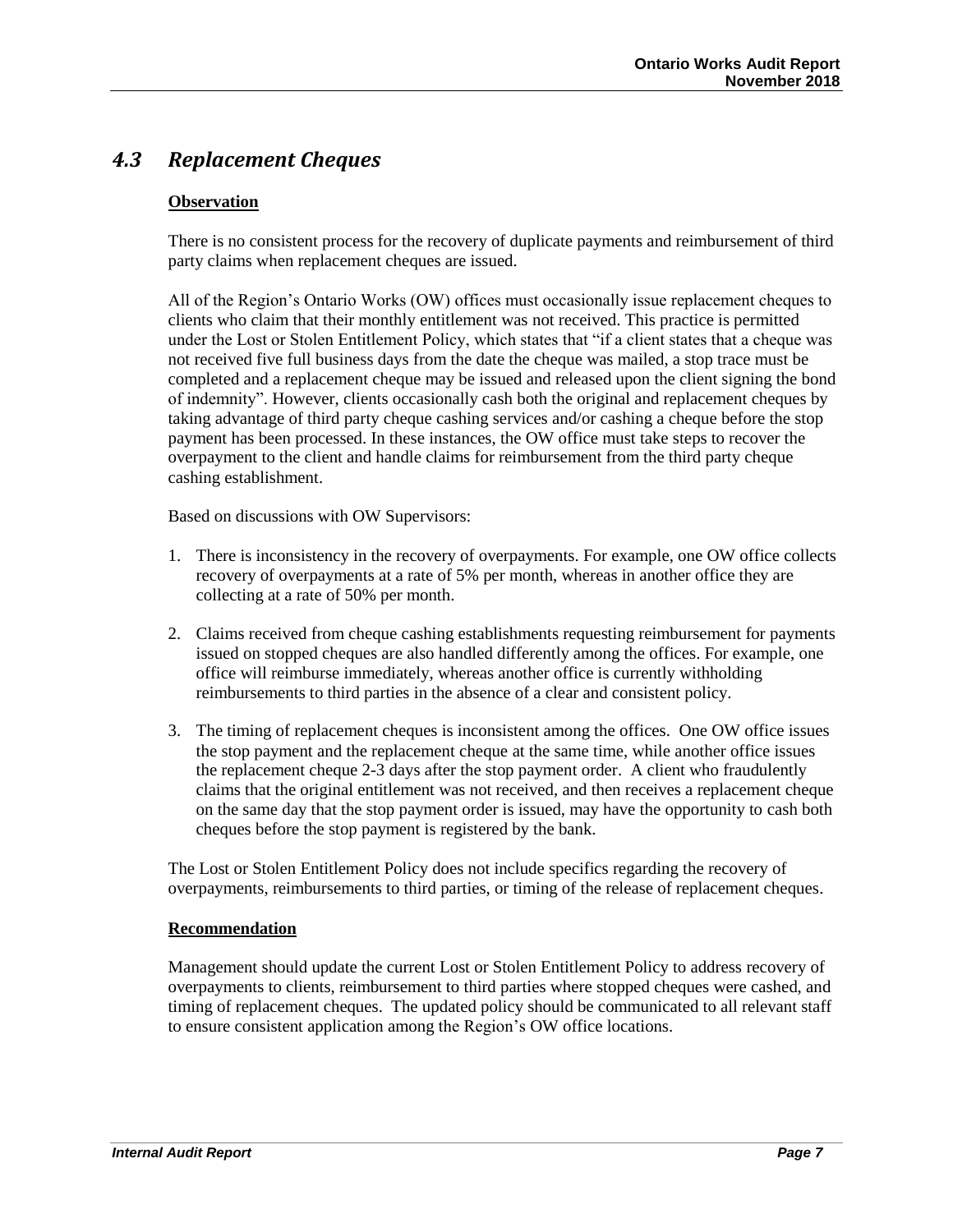## *4.3 Replacement Cheques*

**Observation**

There is no consistent process for the recovery of duplicate payments and reimbursement of third party claims when replacement cheques are issued.

All of the Region's Ontario Works (OW) offices must occasionally issue replacement cheques to clients who claim that their monthly entitlement was not received. This practice is permitted under the Lost or Stolen Entitlement Policy, which states that "if a client states that a cheque was not received five full business days from the date the cheque was mailed, a stop trace must be completed and a replacement cheque may be issued and released upon the client signing the bond of indemnity". However, clients occasionally cash both the original and replacement cheques by taking advantage of third party cheque cashing services and/or cashing a cheque before the stop payment has been processed. In these instances, the OW office must take steps to recover the overpayment to the client and handle claims for reimbursement from the third party cheque cashing establishment.

Based on discussions with OW Supervisors:

1. There is inconsistency in the recovery of overpayments. For example, one OW office collects recovery of overpayments at a rate of 5% per month, whereas in another office they are collecting at a rate of 50% per month.

2. Claims received from cheque cashing establishments requesting reimbursement for payments issued on stopped cheques are also handled differently among the offices. For example, one office will reimburse immediately, whereas another office is currently withholding reimbursements to third parties in the absence of a clear and consistent policy.

3. The timing of replacement cheques is inconsistent among the offices. One OW office issues the stop payment and the replacement cheque at the same time, while another office issues the replacement cheque 2-3 days after the stop payment order. A client who fraudulently claims that the original entitlement was not received, and then receives a replacement cheque on the same day that the stop payment order is issued, may have the opportunity to cash both cheques before the stop payment is registered by the bank.

The Lost or Stolen Entitlement Policy does not include specifics regarding the recovery of overpayments, reimbursements to third parties, or timing of the release of replacement cheques.

**Recommendation**

Management should update the current Lost or Stolen Entitlement Policy to address recovery of overpayments to clients, reimbursement to third parties where stopped cheques were cashed, and timing of replacement cheques. The updated policy should be communicated to all relevant staff to ensure consistent application among the Region's OW office locations.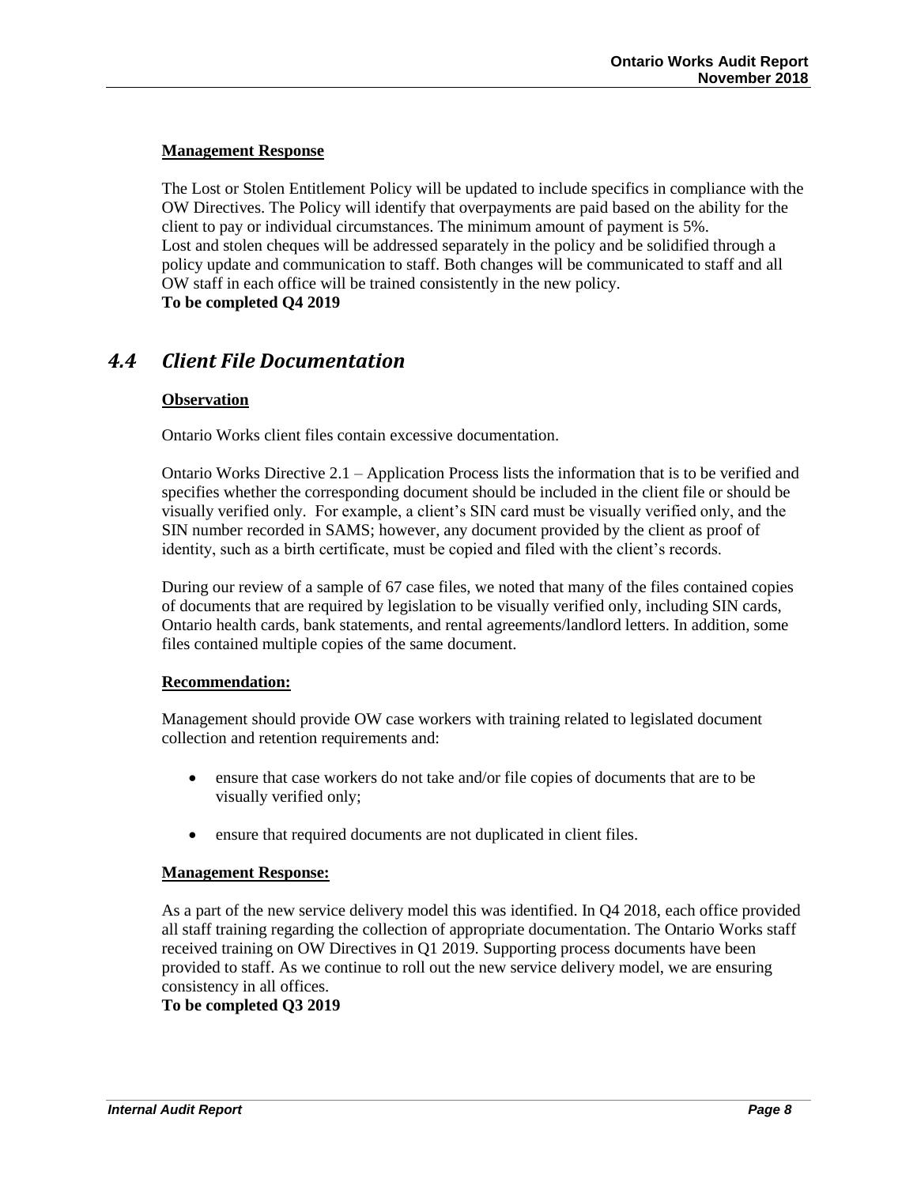**Management Response**

The Lost or Stolen Entitlement Policy will be updated to include specifics in compliance with the OW Directives. The Policy will identify that overpayments are paid based on the ability for the client to pay or individual circumstances. The minimum amount of payment is 5%.
Lost and stolen cheques will be addressed separately in the policy and be solidified through a policy update and communication to staff. Both changes will be communicated to staff and all OW staff in each office will be trained consistently in the new policy.
**To be completed Q4 2019**

## *4.4 Client File Documentation*

**Observation**

Ontario Works client files contain excessive documentation.

Ontario Works Directive 2.1 – Application Process lists the information that is to be verified and specifies whether the corresponding document should be included in the client file or should be visually verified only. For example, a client's SIN card must be visually verified only, and the SIN number recorded in SAMS; however, any document provided by the client as proof of identity, such as a birth certificate, must be copied and filed with the client's records.

During our review of a sample of 67 case files, we noted that many of the files contained copies of documents that are required by legislation to be visually verified only, including SIN cards, Ontario health cards, bank statements, and rental agreements/landlord letters. In addition, some files contained multiple copies of the same document.

**Recommendation:**

Management should provide OW case workers with training related to legislated document collection and retention requirements and:

- ensure that case workers do not take and/or file copies of documents that are to be visually verified only;
- ensure that required documents are not duplicated in client files.

**Management Response:**

As a part of the new service delivery model this was identified. In Q4 2018, each office provided all staff training regarding the collection of appropriate documentation. The Ontario Works staff received training on OW Directives in Q1 2019. Supporting process documents have been provided to staff. As we continue to roll out the new service delivery model, we are ensuring consistency in all offices.
**To be completed Q3 2019**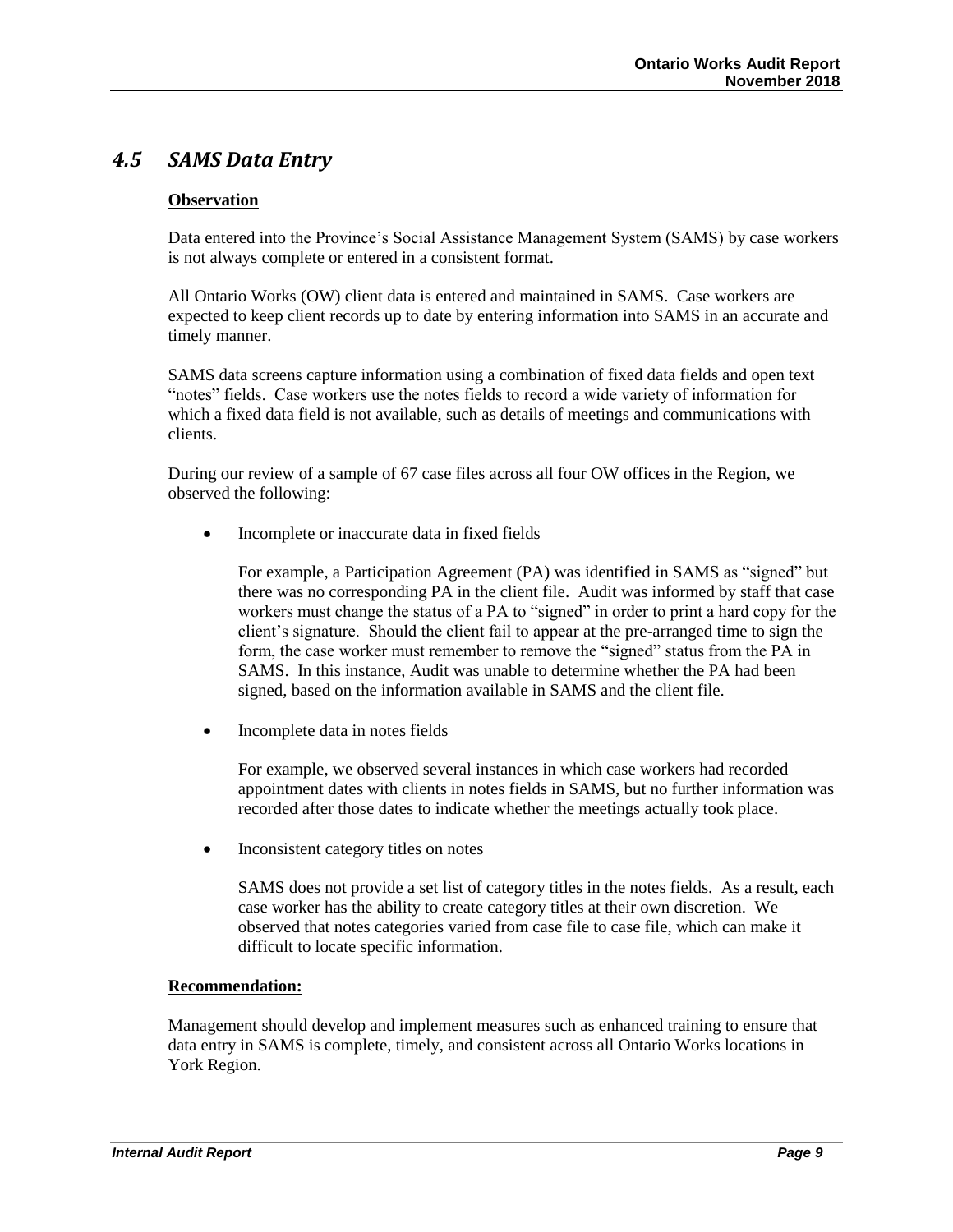## *4.5 SAMS Data Entry*

**Observation**

Data entered into the Province's Social Assistance Management System (SAMS) by case workers is not always complete or entered in a consistent format.

All Ontario Works (OW) client data is entered and maintained in SAMS. Case workers are expected to keep client records up to date by entering information into SAMS in an accurate and timely manner.

SAMS data screens capture information using a combination of fixed data fields and open text "notes" fields. Case workers use the notes fields to record a wide variety of information for which a fixed data field is not available, such as details of meetings and communications with clients.

During our review of a sample of 67 case files across all four OW offices in the Region, we observed the following:

- Incomplete or inaccurate data in fixed fields

  For example, a Participation Agreement (PA) was identified in SAMS as "signed" but there was no corresponding PA in the client file. Audit was informed by staff that case workers must change the status of a PA to "signed" in order to print a hard copy for the client's signature. Should the client fail to appear at the pre-arranged time to sign the form, the case worker must remember to remove the "signed" status from the PA in SAMS. In this instance, Audit was unable to determine whether the PA had been signed, based on the information available in SAMS and the client file.

- Incomplete data in notes fields

  For example, we observed several instances in which case workers had recorded appointment dates with clients in notes fields in SAMS, but no further information was recorded after those dates to indicate whether the meetings actually took place.

- Inconsistent category titles on notes

  SAMS does not provide a set list of category titles in the notes fields. As a result, each case worker has the ability to create category titles at their own discretion. We observed that notes categories varied from case file to case file, which can make it difficult to locate specific information.

**Recommendation:**

Management should develop and implement measures such as enhanced training to ensure that data entry in SAMS is complete, timely, and consistent across all Ontario Works locations in York Region.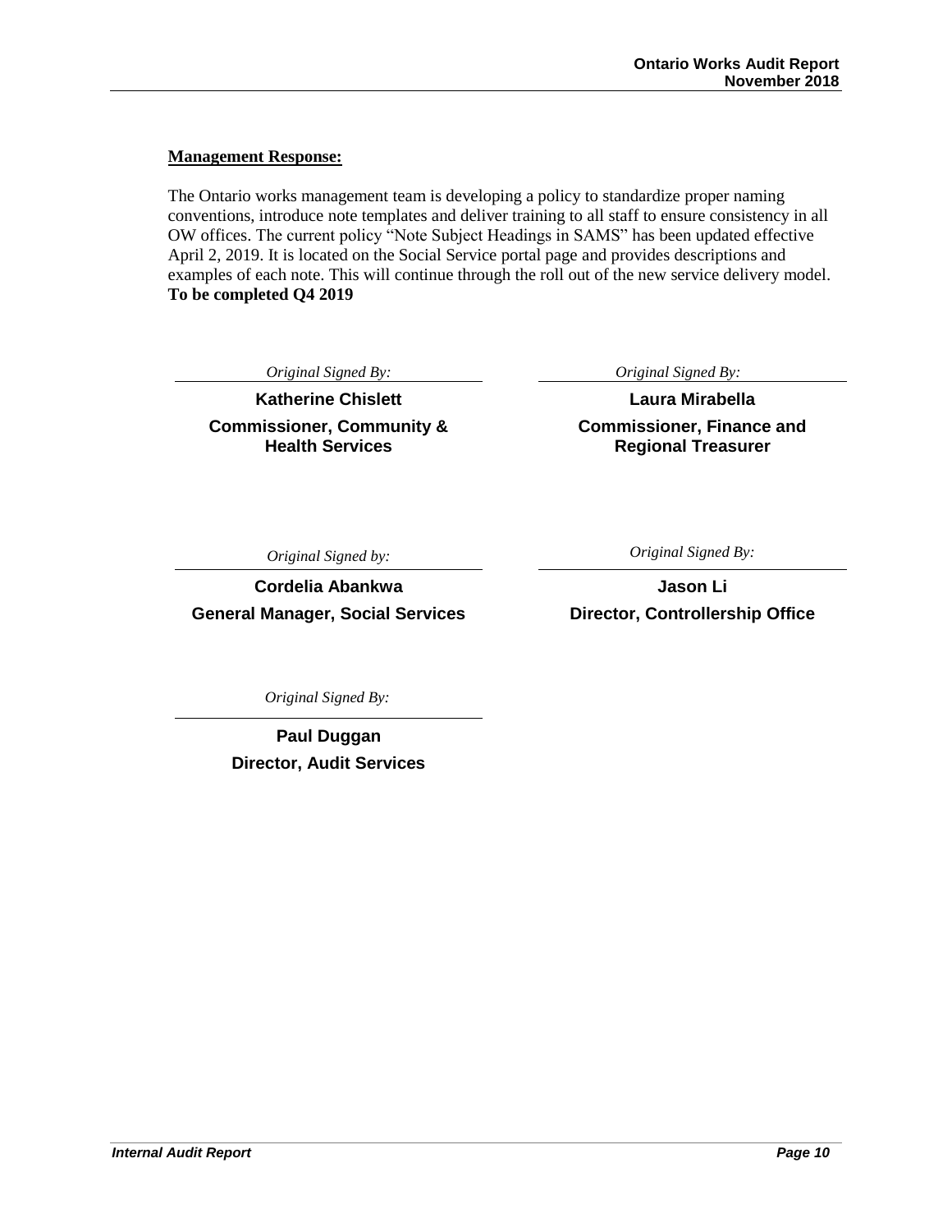**Management Response:**

The Ontario works management team is developing a policy to standardize proper naming conventions, introduce note templates and deliver training to all staff to ensure consistency in all OW offices. The current policy "Note Subject Headings in SAMS" has been updated effective April 2, 2019. It is located on the Social Service portal page and provides descriptions and examples of each note. This will continue through the roll out of the new service delivery model. **To be completed Q4 2019**

*Original Signed By:*

**Katherine Chislett**
**Commissioner, Community & Health Services**

*Original Signed By:*

**Laura Mirabella**
**Commissioner, Finance and Regional Treasurer**

*Original Signed by:*

**Cordelia Abankwa**
**General Manager, Social Services**

*Original Signed By:*

**Jason Li**
**Director, Controllership Office**

*Original Signed By:*

**Paul Duggan**
**Director, Audit Services**